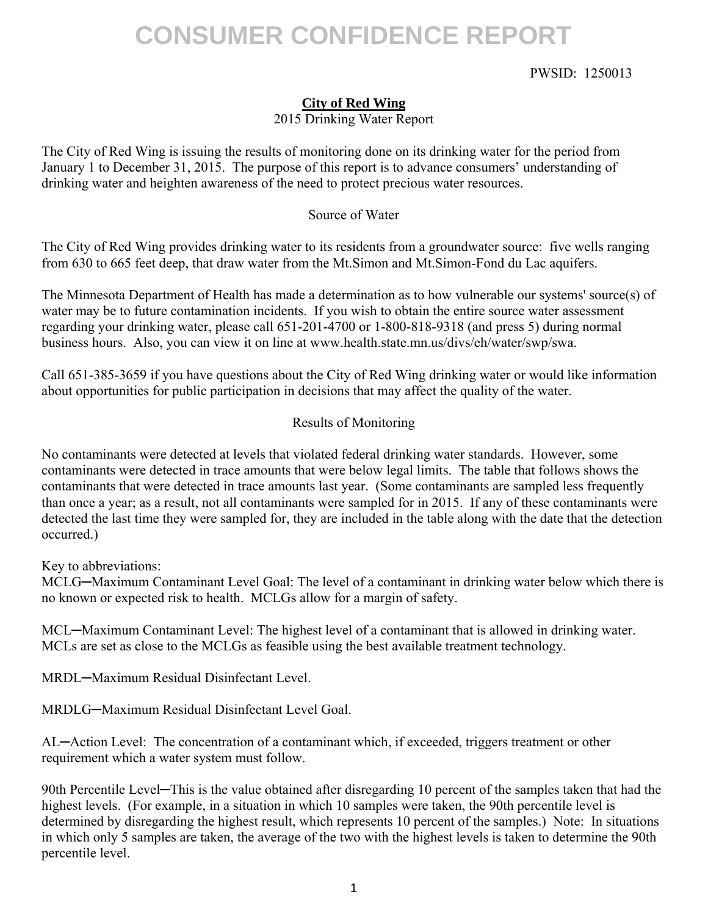# CONSUMER CONFIDENCE REPORT

PWSID: 1250013

**City of Red Wing**

2015 Drinking Water Report

The City of Red Wing is issuing the results of monitoring done on its drinking water for the period from January 1 to December 31, 2015. The purpose of this report is to advance consumers' understanding of drinking water and heighten awareness of the need to protect precious water resources.

## Source of Water

The City of Red Wing provides drinking water to its residents from a groundwater source: five wells ranging from 630 to 665 feet deep, that draw water from the Mt.Simon and Mt.Simon-Fond du Lac aquifers.

The Minnesota Department of Health has made a determination as to how vulnerable our systems' source(s) of water may be to future contamination incidents. If you wish to obtain the entire source water assessment regarding your drinking water, please call 651-201-4700 or 1-800-818-9318 (and press 5) during normal business hours. Also, you can view it on line at www.health.state.mn.us/divs/eh/water/swp/swa.

Call 651-385-3659 if you have questions about the City of Red Wing drinking water or would like information about opportunities for public participation in decisions that may affect the quality of the water.

## Results of Monitoring

No contaminants were detected at levels that violated federal drinking water standards. However, some contaminants were detected in trace amounts that were below legal limits. The table that follows shows the contaminants that were detected in trace amounts last year. (Some contaminants are sampled less frequently than once a year; as a result, not all contaminants were sampled for in 2015. If any of these contaminants were detected the last time they were sampled for, they are included in the table along with the date that the detection occurred.)

Key to abbreviations:

MCLG─Maximum Contaminant Level Goal: The level of a contaminant in drinking water below which there is no known or expected risk to health. MCLGs allow for a margin of safety.

MCL─Maximum Contaminant Level: The highest level of a contaminant that is allowed in drinking water. MCLs are set as close to the MCLGs as feasible using the best available treatment technology.

MRDL─Maximum Residual Disinfectant Level.

MRDLG─Maximum Residual Disinfectant Level Goal.

AL─Action Level: The concentration of a contaminant which, if exceeded, triggers treatment or other requirement which a water system must follow.

90th Percentile Level─This is the value obtained after disregarding 10 percent of the samples taken that had the highest levels. (For example, in a situation in which 10 samples were taken, the 90th percentile level is determined by disregarding the highest result, which represents 10 percent of the samples.) Note: In situations in which only 5 samples are taken, the average of the two with the highest levels is taken to determine the 90th percentile level.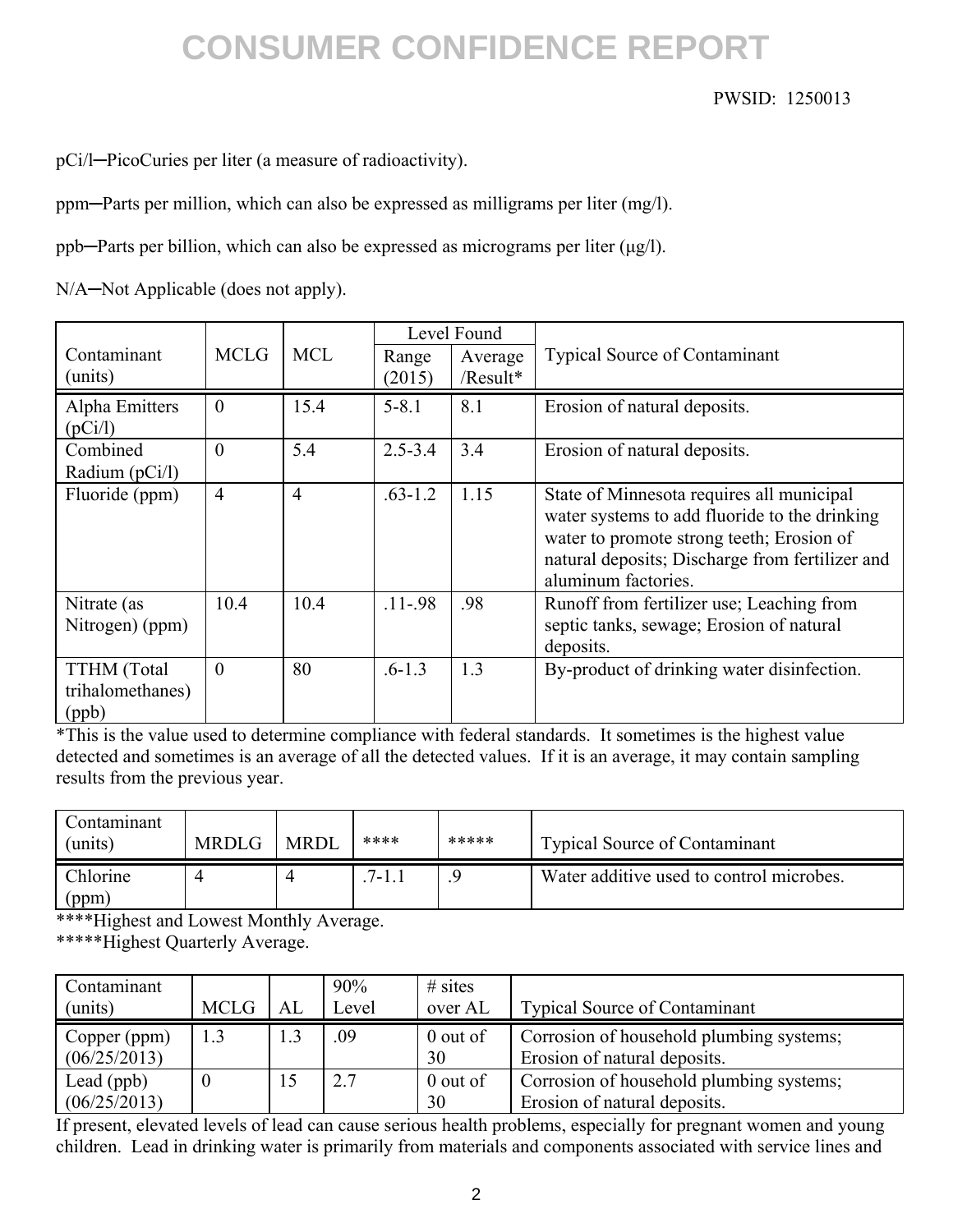PWSID: 1250013

pCi/l─PicoCuries per liter (a measure of radioactivity).

ppm─Parts per million, which can also be expressed as milligrams per liter (mg/l).

ppb─Parts per billion, which can also be expressed as micrograms per liter (μg/l).

N/A─Not Applicable (does not apply).

| Contaminant (units) | MCLG | MCL | Level Found | | Typical Source of Contaminant |
|---|---|---|---|---|---|
| | | | Range (2015) | Average /Result* | |
| Alpha Emitters (pCi/l) | 0 | 15.4 | 5-8.1 | 8.1 | Erosion of natural deposits. |
| Combined Radium (pCi/l) | 0 | 5.4 | 2.5-3.4 | 3.4 | Erosion of natural deposits. |
| Fluoride (ppm) | 4 | 4 | .63-1.2 | 1.15 | State of Minnesota requires all municipal water systems to add fluoride to the drinking water to promote strong teeth; Erosion of natural deposits; Discharge from fertilizer and aluminum factories. |
| Nitrate (as Nitrogen) (ppm) | 10.4 | 10.4 | .11-.98 | .98 | Runoff from fertilizer use; Leaching from septic tanks, sewage; Erosion of natural deposits. |
| TTHM (Total trihalomethanes) (ppb) | 0 | 80 | .6-1.3 | 1.3 | By-product of drinking water disinfection. |

*This is the value used to determine compliance with federal standards. It sometimes is the highest value detected and sometimes is an average of all the detected values. If it is an average, it may contain sampling results from the previous year.

| Contaminant (units) | MRDLG | MRDL | **** | ***** | Typical Source of Contaminant |
|---|---|---|---|---|---|
| Chlorine (ppm) | 4 | 4 | .7-1.1 | .9 | Water additive used to control microbes. |

****Highest and Lowest Monthly Average.
*****Highest Quarterly Average.

| Contaminant (units) | MCLG | AL | 90% Level | # sites over AL | Typical Source of Contaminant |
|---|---|---|---|---|---|
| Copper (ppm) (06/25/2013) | 1.3 | 1.3 | .09 | 0 out of 30 | Corrosion of household plumbing systems; Erosion of natural deposits. |
| Lead (ppb) (06/25/2013) | 0 | 15 | 2.7 | 0 out of 30 | Corrosion of household plumbing systems; Erosion of natural deposits. |

If present, elevated levels of lead can cause serious health problems, especially for pregnant women and young children. Lead in drinking water is primarily from materials and components associated with service lines and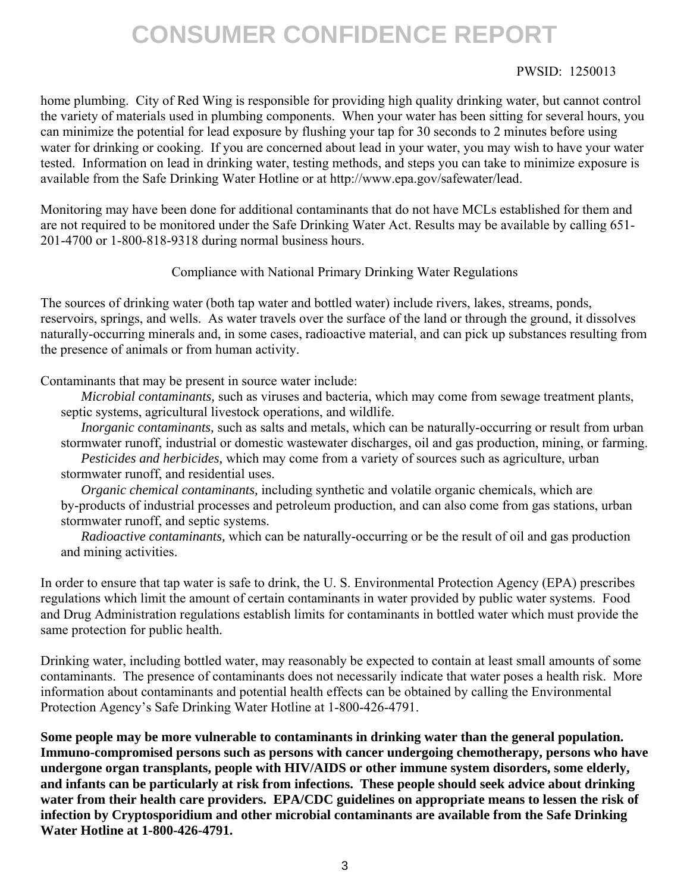home plumbing. City of Red Wing is responsible for providing high quality drinking water, but cannot control the variety of materials used in plumbing components. When your water has been sitting for several hours, you can minimize the potential for lead exposure by flushing your tap for 30 seconds to 2 minutes before using water for drinking or cooking. If you are concerned about lead in your water, you may wish to have your water tested. Information on lead in drinking water, testing methods, and steps you can take to minimize exposure is available from the Safe Drinking Water Hotline or at http://www.epa.gov/safewater/lead.

Monitoring may have been done for additional contaminants that do not have MCLs established for them and are not required to be monitored under the Safe Drinking Water Act. Results may be available by calling 651-201-4700 or 1-800-818-9318 during normal business hours.

Compliance with National Primary Drinking Water Regulations

The sources of drinking water (both tap water and bottled water) include rivers, lakes, streams, ponds, reservoirs, springs, and wells. As water travels over the surface of the land or through the ground, it dissolves naturally-occurring minerals and, in some cases, radioactive material, and can pick up substances resulting from the presence of animals or from human activity.

Contaminants that may be present in source water include:

*Microbial contaminants,* such as viruses and bacteria, which may come from sewage treatment plants, septic systems, agricultural livestock operations, and wildlife.

*Inorganic contaminants,* such as salts and metals, which can be naturally-occurring or result from urban stormwater runoff, industrial or domestic wastewater discharges, oil and gas production, mining, or farming.

*Pesticides and herbicides,* which may come from a variety of sources such as agriculture, urban stormwater runoff, and residential uses.

*Organic chemical contaminants,* including synthetic and volatile organic chemicals, which are by-products of industrial processes and petroleum production, and can also come from gas stations, urban stormwater runoff, and septic systems.

*Radioactive contaminants,* which can be naturally-occurring or be the result of oil and gas production and mining activities.

In order to ensure that tap water is safe to drink, the U. S. Environmental Protection Agency (EPA) prescribes regulations which limit the amount of certain contaminants in water provided by public water systems. Food and Drug Administration regulations establish limits for contaminants in bottled water which must provide the same protection for public health.

Drinking water, including bottled water, may reasonably be expected to contain at least small amounts of some contaminants. The presence of contaminants does not necessarily indicate that water poses a health risk. More information about contaminants and potential health effects can be obtained by calling the Environmental Protection Agency's Safe Drinking Water Hotline at 1-800-426-4791.

**Some people may be more vulnerable to contaminants in drinking water than the general population. Immuno-compromised persons such as persons with cancer undergoing chemotherapy, persons who have undergone organ transplants, people with HIV/AIDS or other immune system disorders, some elderly, and infants can be particularly at risk from infections. These people should seek advice about drinking water from their health care providers. EPA/CDC guidelines on appropriate means to lessen the risk of infection by Cryptosporidium and other microbial contaminants are available from the Safe Drinking Water Hotline at 1-800-426-4791.**